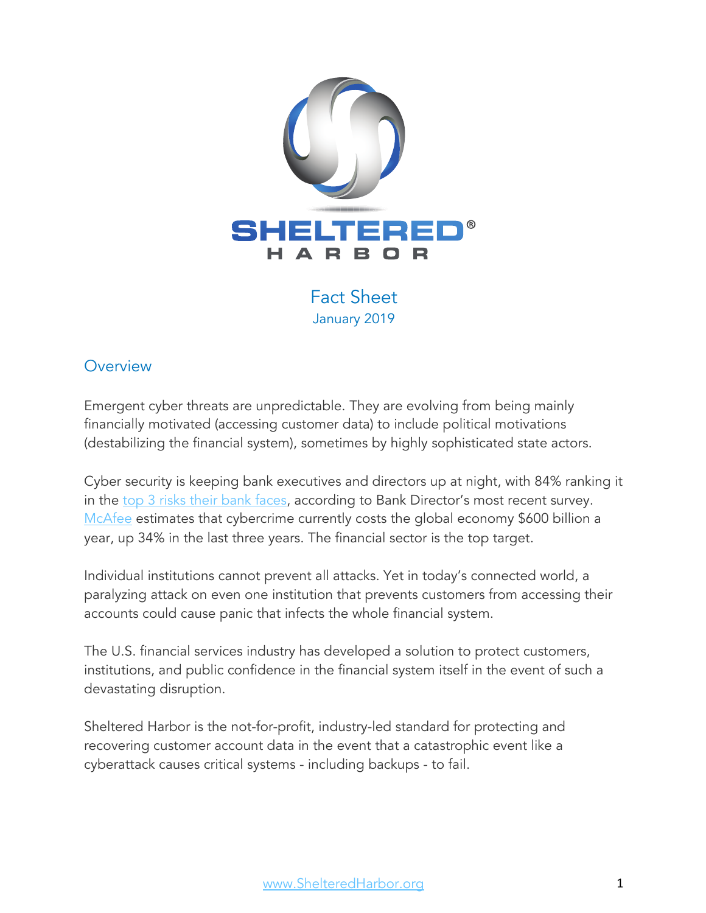# SHELTERED® HARBOR

## Fact Sheet

January 2019

## Overview

Emergent cyber threats are unpredictable. They are evolving from being mainly financially motivated (accessing customer data) to include political motivations (destabilizing the financial system), sometimes by highly sophisticated state actors.

Cyber security is keeping bank executives and directors up at night, with 84% ranking it in the top 3 risks their bank faces, according to Bank Director's most recent survey. McAfee estimates that cybercrime currently costs the global economy $600 billion a year, up 34% in the last three years. The financial sector is the top target.

Individual institutions cannot prevent all attacks. Yet in today's connected world, a paralyzing attack on even one institution that prevents customers from accessing their accounts could cause panic that infects the whole financial system.

The U.S. financial services industry has developed a solution to protect customers, institutions, and public confidence in the financial system itself in the event of such a devastating disruption.

Sheltered Harbor is the not-for-profit, industry-led standard for protecting and recovering customer account data in the event that a catastrophic event like a cyberattack causes critical systems - including backups - to fail.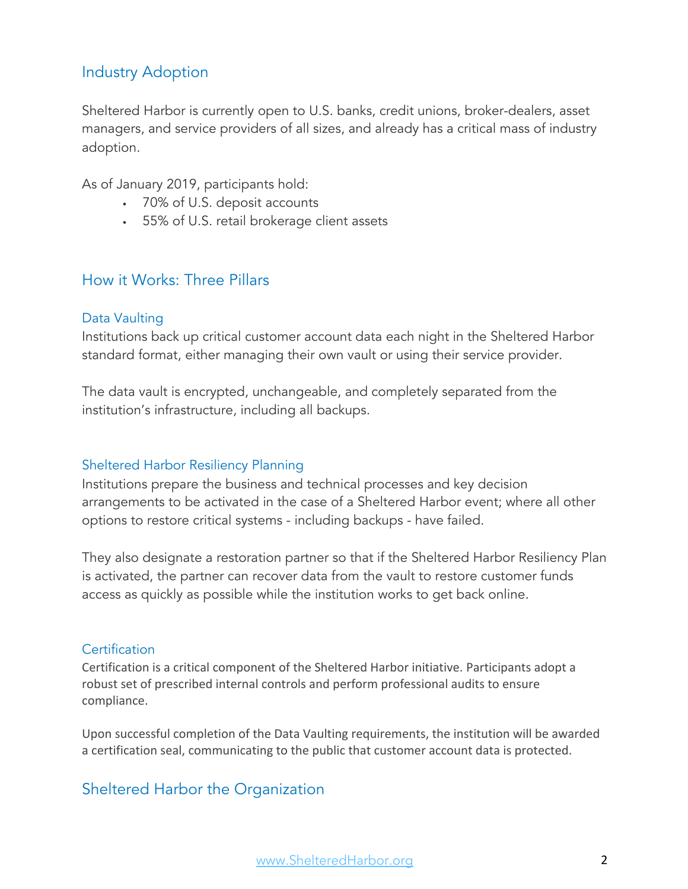## Industry Adoption

Sheltered Harbor is currently open to U.S. banks, credit unions, broker-dealers, asset managers, and service providers of all sizes, and already has a critical mass of industry adoption.

As of January 2019, participants hold:

- 70% of U.S. deposit accounts
- 55% of U.S. retail brokerage client assets

## How it Works: Three Pillars

### Data Vaulting

Institutions back up critical customer account data each night in the Sheltered Harbor standard format, either managing their own vault or using their service provider.

The data vault is encrypted, unchangeable, and completely separated from the institution's infrastructure, including all backups.

### Sheltered Harbor Resiliency Planning

Institutions prepare the business and technical processes and key decision arrangements to be activated in the case of a Sheltered Harbor event; where all other options to restore critical systems - including backups - have failed.

They also designate a restoration partner so that if the Sheltered Harbor Resiliency Plan is activated, the partner can recover data from the vault to restore customer funds access as quickly as possible while the institution works to get back online.

### Certification

Certification is a critical component of the Sheltered Harbor initiative. Participants adopt a robust set of prescribed internal controls and perform professional audits to ensure compliance.

Upon successful completion of the Data Vaulting requirements, the institution will be awarded a certification seal, communicating to the public that customer account data is protected.

## Sheltered Harbor the Organization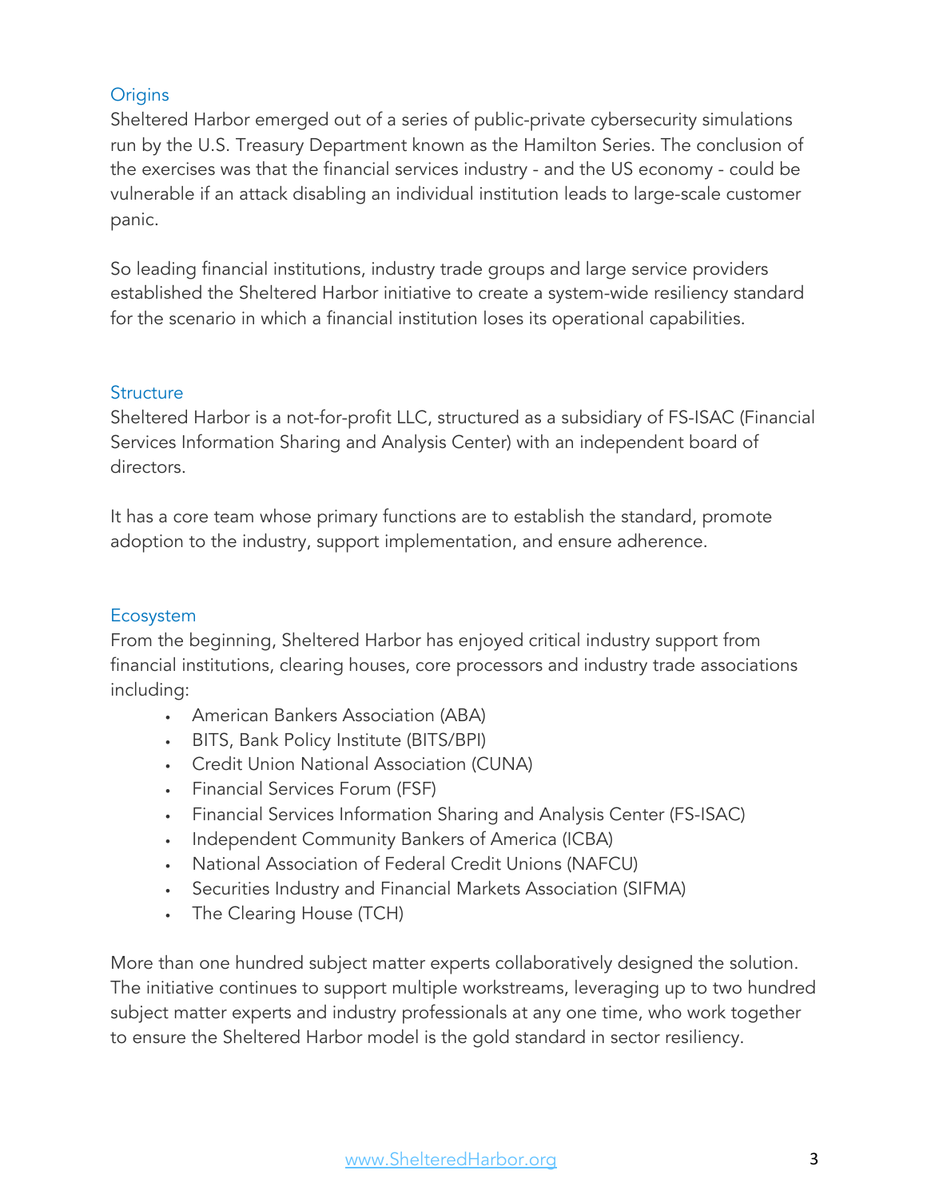## Origins

Sheltered Harbor emerged out of a series of public-private cybersecurity simulations run by the U.S. Treasury Department known as the Hamilton Series. The conclusion of the exercises was that the financial services industry - and the US economy - could be vulnerable if an attack disabling an individual institution leads to large-scale customer panic.

So leading financial institutions, industry trade groups and large service providers established the Sheltered Harbor initiative to create a system-wide resiliency standard for the scenario in which a financial institution loses its operational capabilities.

## Structure

Sheltered Harbor is a not-for-profit LLC, structured as a subsidiary of FS-ISAC (Financial Services Information Sharing and Analysis Center) with an independent board of directors.

It has a core team whose primary functions are to establish the standard, promote adoption to the industry, support implementation, and ensure adherence.

## Ecosystem

From the beginning, Sheltered Harbor has enjoyed critical industry support from financial institutions, clearing houses, core processors and industry trade associations including:

- American Bankers Association (ABA)
- BITS, Bank Policy Institute (BITS/BPI)
- Credit Union National Association (CUNA)
- Financial Services Forum (FSF)
- Financial Services Information Sharing and Analysis Center (FS-ISAC)
- Independent Community Bankers of America (ICBA)
- National Association of Federal Credit Unions (NAFCU)
- Securities Industry and Financial Markets Association (SIFMA)
- The Clearing House (TCH)

More than one hundred subject matter experts collaboratively designed the solution. The initiative continues to support multiple workstreams, leveraging up to two hundred subject matter experts and industry professionals at any one time, who work together to ensure the Sheltered Harbor model is the gold standard in sector resiliency.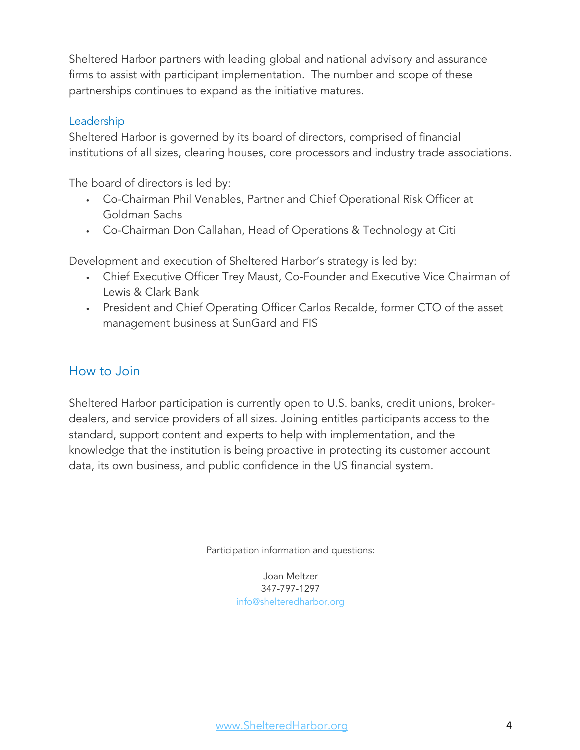Sheltered Harbor partners with leading global and national advisory and assurance firms to assist with participant implementation. The number and scope of these partnerships continues to expand as the initiative matures.

### Leadership

Sheltered Harbor is governed by its board of directors, comprised of financial institutions of all sizes, clearing houses, core processors and industry trade associations.

The board of directors is led by:

- Co-Chairman Phil Venables, Partner and Chief Operational Risk Officer at Goldman Sachs
- Co-Chairman Don Callahan, Head of Operations & Technology at Citi

Development and execution of Sheltered Harbor's strategy is led by:

- Chief Executive Officer Trey Maust, Co-Founder and Executive Vice Chairman of Lewis & Clark Bank
- President and Chief Operating Officer Carlos Recalde, former CTO of the asset management business at SunGard and FIS

## How to Join

Sheltered Harbor participation is currently open to U.S. banks, credit unions, broker-dealers, and service providers of all sizes. Joining entitles participants access to the standard, support content and experts to help with implementation, and the knowledge that the institution is being proactive in protecting its customer account data, its own business, and public confidence in the US financial system.

Participation information and questions:

Joan Meltzer
347-797-1297
info@shelteredharbor.org

www.ShelteredHarbor.org